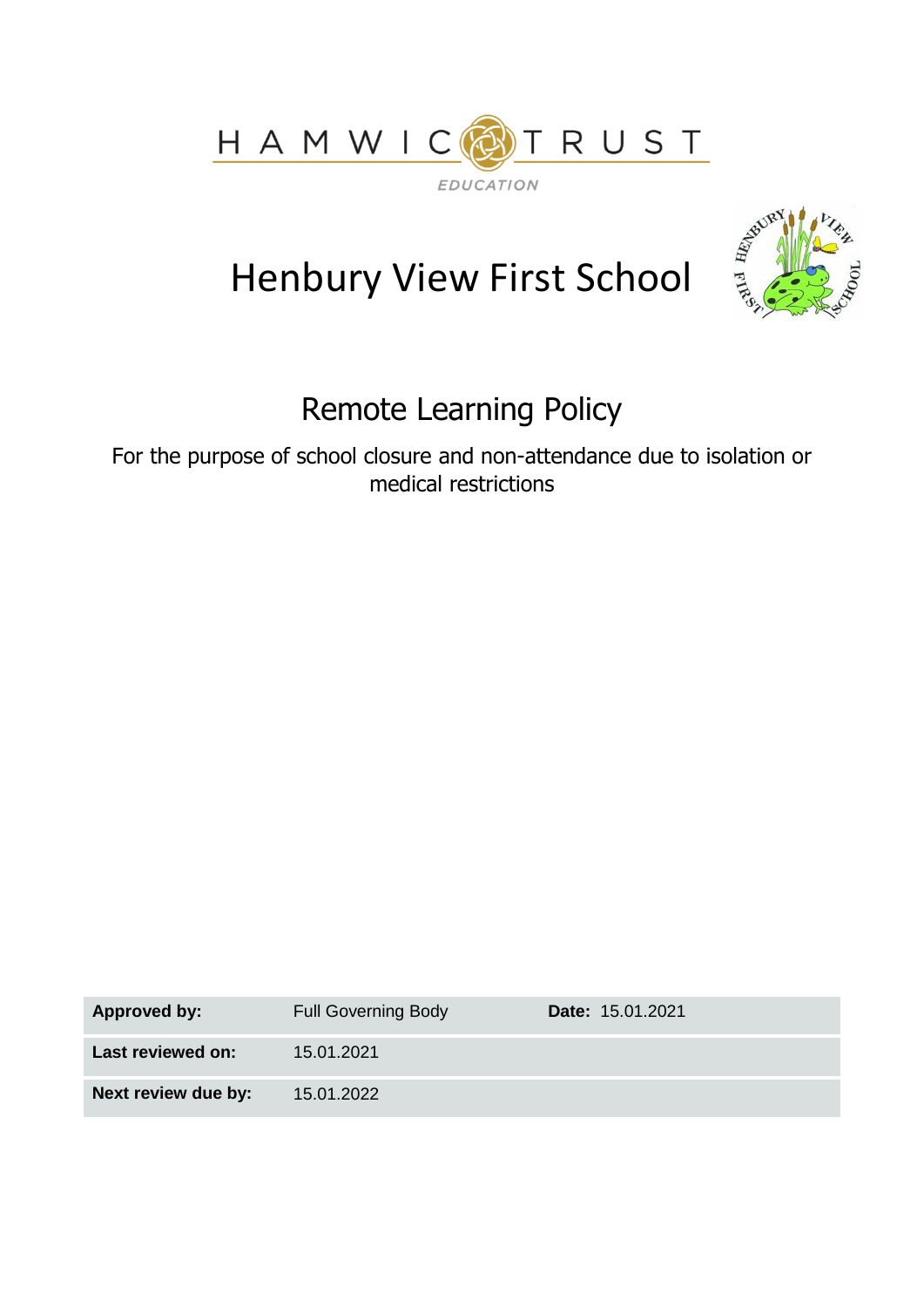HAMWIC TRUST

EDUCATION

# Henbury View First School

## Remote Learning Policy

For the purpose of school closure and non-attendance due to isolation or medical restrictions

| | | | |
|---|---|---|---|
| **Approved by:** | Full Governing Body | **Date:** | 15.01.2021 |
| **Last reviewed on:** | 15.01.2021 | | |
| **Next review due by:** | 15.01.2022 | | |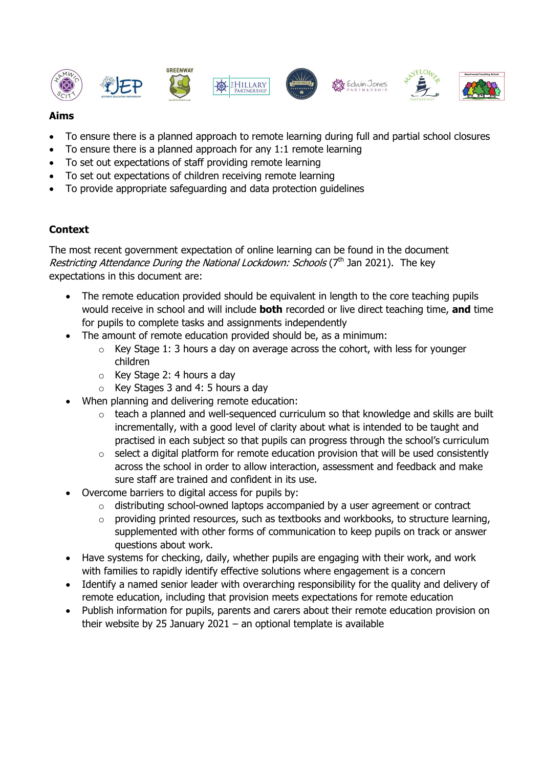## Aims

- To ensure there is a planned approach to remote learning during full and partial school closures
- To ensure there is a planned approach for any 1:1 remote learning
- To set out expectations of staff providing remote learning
- To set out expectations of children receiving remote learning
- To provide appropriate safeguarding and data protection guidelines

## Context

The most recent government expectation of online learning can be found in the document *Restricting Attendance During the National Lockdown: Schools* (7th Jan 2021). The key expectations in this document are:

- The remote education provided should be equivalent in length to the core teaching pupils would receive in school and will include **both** recorded or live direct teaching time, **and** time for pupils to complete tasks and assignments independently
- The amount of remote education provided should be, as a minimum:
  - Key Stage 1: 3 hours a day on average across the cohort, with less for younger children
  - Key Stage 2: 4 hours a day
  - Key Stages 3 and 4: 5 hours a day
- When planning and delivering remote education:
  - teach a planned and well-sequenced curriculum so that knowledge and skills are built incrementally, with a good level of clarity about what is intended to be taught and practised in each subject so that pupils can progress through the school's curriculum
  - select a digital platform for remote education provision that will be used consistently across the school in order to allow interaction, assessment and feedback and make sure staff are trained and confident in its use.
- Overcome barriers to digital access for pupils by:
  - distributing school-owned laptops accompanied by a user agreement or contract
  - providing printed resources, such as textbooks and workbooks, to structure learning, supplemented with other forms of communication to keep pupils on track or answer questions about work.
- Have systems for checking, daily, whether pupils are engaging with their work, and work with families to rapidly identify effective solutions where engagement is a concern
- Identify a named senior leader with overarching responsibility for the quality and delivery of remote education, including that provision meets expectations for remote education
- Publish information for pupils, parents and carers about their remote education provision on their website by 25 January 2021 – an optional template is available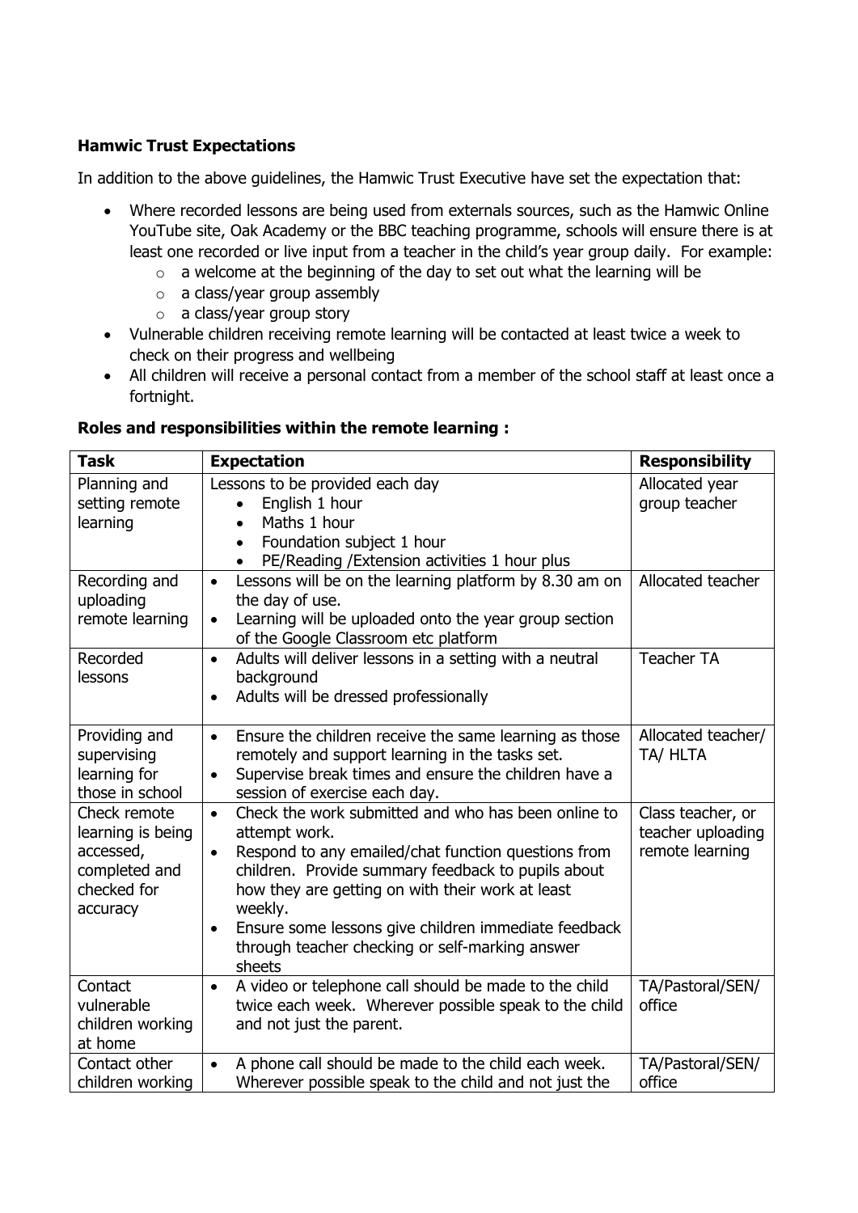**Hamwic Trust Expectations**

In addition to the above guidelines, the Hamwic Trust Executive have set the expectation that:

- Where recorded lessons are being used from externals sources, such as the Hamwic Online YouTube site, Oak Academy or the BBC teaching programme, schools will ensure there is at least one recorded or live input from a teacher in the child's year group daily. For example:
  - a welcome at the beginning of the day to set out what the learning will be
  - a class/year group assembly
  - a class/year group story
- Vulnerable children receiving remote learning will be contacted at least twice a week to check on their progress and wellbeing
- All children will receive a personal contact from a member of the school staff at least once a fortnight.

**Roles and responsibilities within the remote learning :**

| Task | Expectation | Responsibility |
|---|---|---|
| Planning and setting remote learning | Lessons to be provided each day<br>• English 1 hour<br>• Maths 1 hour<br>• Foundation subject 1 hour<br>• PE/Reading /Extension activities 1 hour plus | Allocated year group teacher |
| Recording and uploading remote learning | • Lessons will be on the learning platform by 8.30 am on the day of use.<br>• Learning will be uploaded onto the year group section of the Google Classroom etc platform | Allocated teacher |
| Recorded lessons | • Adults will deliver lessons in a setting with a neutral background<br>• Adults will be dressed professionally | Teacher TA |
| Providing and supervising learning for those in school | • Ensure the children receive the same learning as those remotely and support learning in the tasks set.<br>• Supervise break times and ensure the children have a session of exercise each day. | Allocated teacher/ TA/ HLTA |
| Check remote learning is being accessed, completed and checked for accuracy | • Check the work submitted and who has been online to attempt work.<br>• Respond to any emailed/chat function questions from children. Provide summary feedback to pupils about how they are getting on with their work at least weekly.<br>• Ensure some lessons give children immediate feedback through teacher checking or self-marking answer sheets | Class teacher, or teacher uploading remote learning |
| Contact vulnerable children working at home | • A video or telephone call should be made to the child twice each week. Wherever possible speak to the child and not just the parent. | TA/Pastoral/SEN/ office |
| Contact other children working | • A phone call should be made to the child each week. Wherever possible speak to the child and not just the | TA/Pastoral/SEN/ office |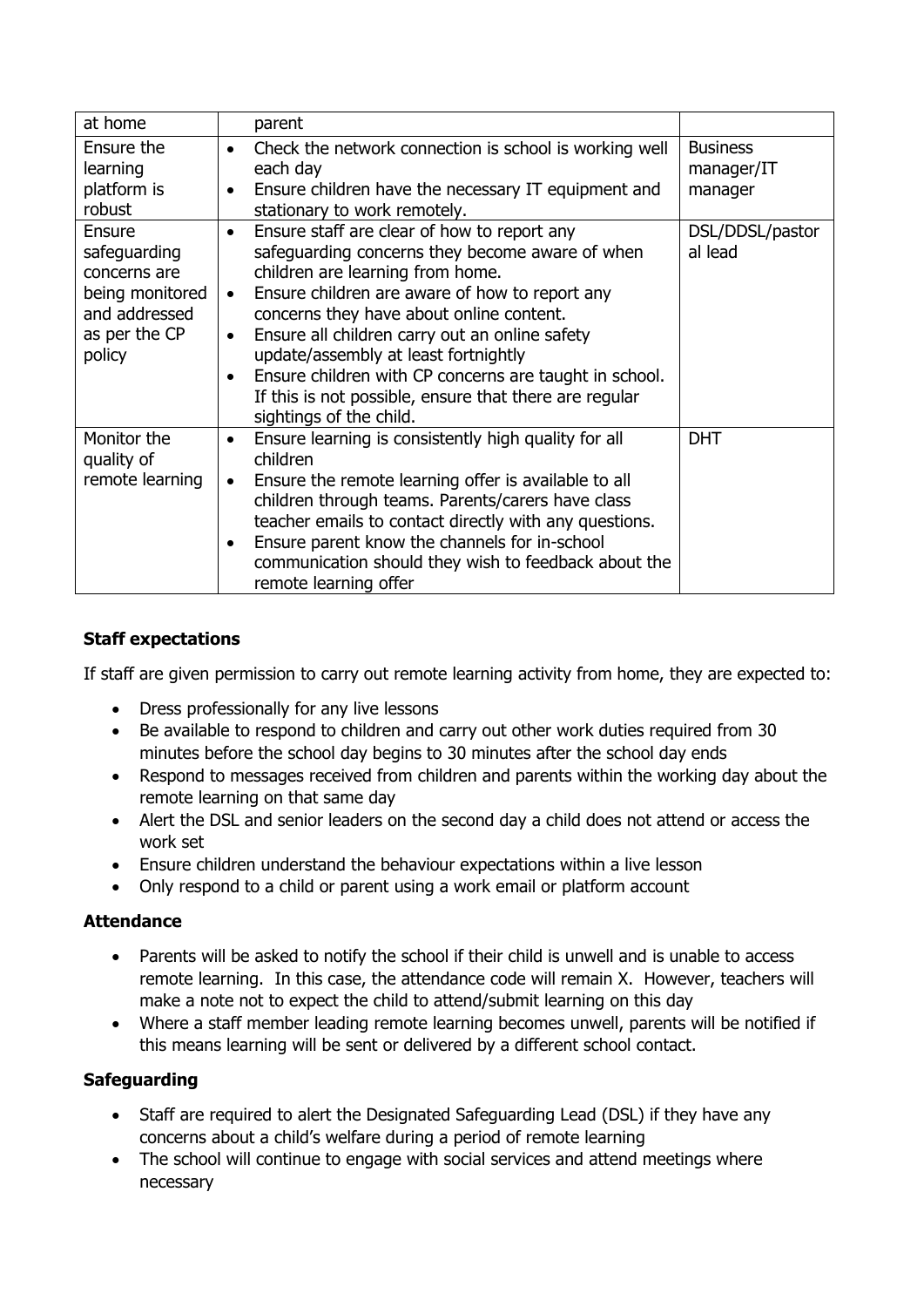| at home | parent | |
|---|---|---|
| Ensure the learning platform is robust | • Check the network connection is school is working well each day<br>• Ensure children have the necessary IT equipment and stationary to work remotely. | Business manager/IT manager |
| Ensure safeguarding concerns are being monitored and addressed as per the CP policy | • Ensure staff are clear of how to report any safeguarding concerns they become aware of when children are learning from home.<br>• Ensure children are aware of how to report any concerns they have about online content.<br>• Ensure all children carry out an online safety update/assembly at least fortnightly<br>• Ensure children with CP concerns are taught in school. If this is not possible, ensure that there are regular sightings of the child. | DSL/DDSL/pastoral lead |
| Monitor the quality of remote learning | • Ensure learning is consistently high quality for all children<br>• Ensure the remote learning offer is available to all children through teams. Parents/carers have class teacher emails to contact directly with any questions.<br>• Ensure parent know the channels for in-school communication should they wish to feedback about the remote learning offer | DHT |

**Staff expectations**

If staff are given permission to carry out remote learning activity from home, they are expected to:

- Dress professionally for any live lessons
- Be available to respond to children and carry out other work duties required from 30 minutes before the school day begins to 30 minutes after the school day ends
- Respond to messages received from children and parents within the working day about the remote learning on that same day
- Alert the DSL and senior leaders on the second day a child does not attend or access the work set
- Ensure children understand the behaviour expectations within a live lesson
- Only respond to a child or parent using a work email or platform account

**Attendance**

- Parents will be asked to notify the school if their child is unwell and is unable to access remote learning. In this case, the attendance code will remain X. However, teachers will make a note not to expect the child to attend/submit learning on this day
- Where a staff member leading remote learning becomes unwell, parents will be notified if this means learning will be sent or delivered by a different school contact.

**Safeguarding**

- Staff are required to alert the Designated Safeguarding Lead (DSL) if they have any concerns about a child's welfare during a period of remote learning
- The school will continue to engage with social services and attend meetings where necessary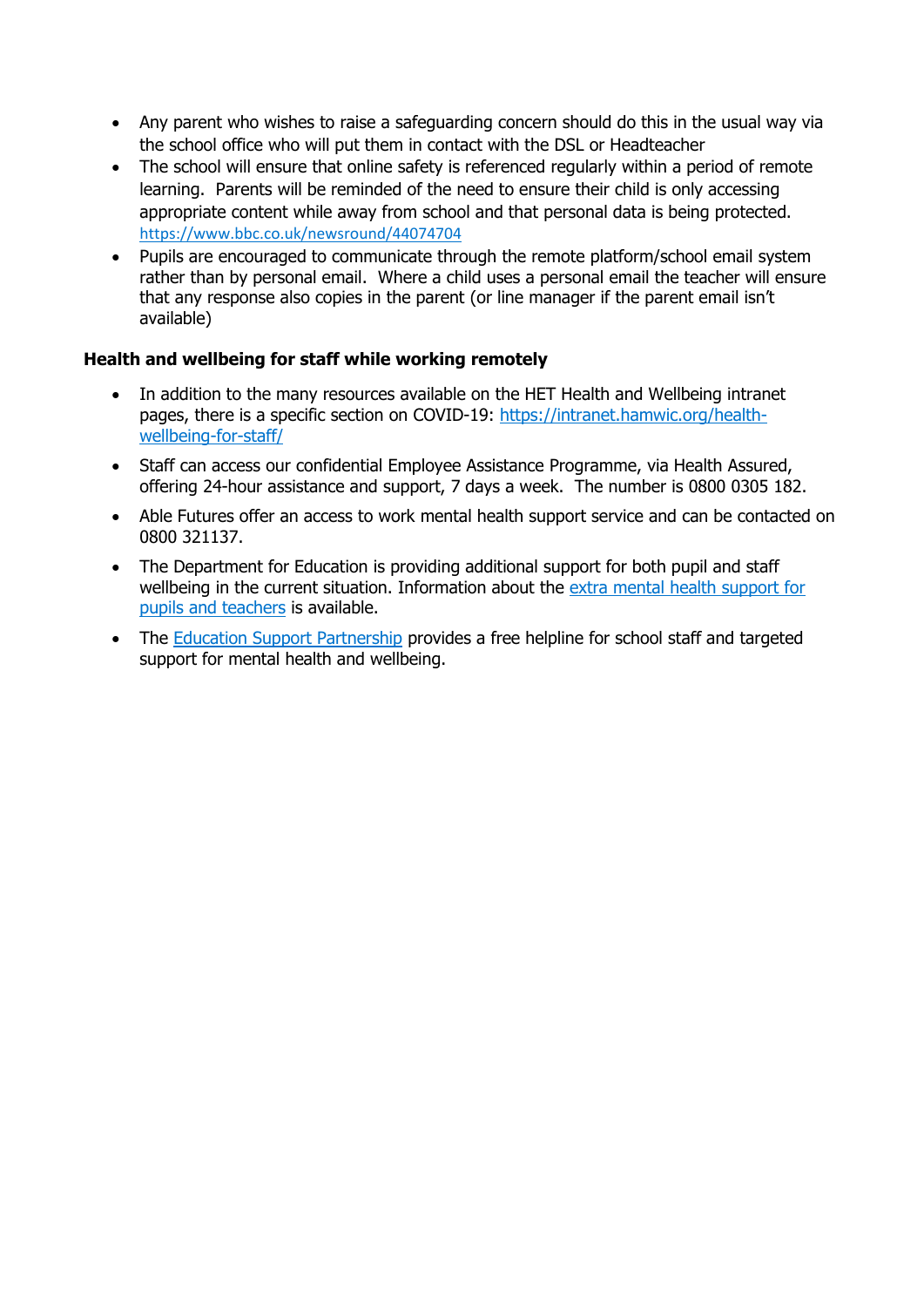- Any parent who wishes to raise a safeguarding concern should do this in the usual way via the school office who will put them in contact with the DSL or Headteacher
- The school will ensure that online safety is referenced regularly within a period of remote learning. Parents will be reminded of the need to ensure their child is only accessing appropriate content while away from school and that personal data is being protected. https://www.bbc.co.uk/newsround/44074704
- Pupils are encouraged to communicate through the remote platform/school email system rather than by personal email. Where a child uses a personal email the teacher will ensure that any response also copies in the parent (or line manager if the parent email isn't available)

**Health and wellbeing for staff while working remotely**

- In addition to the many resources available on the HET Health and Wellbeing intranet pages, there is a specific section on COVID-19: https://intranet.hamwic.org/health-wellbeing-for-staff/
- Staff can access our confidential Employee Assistance Programme, via Health Assured, offering 24-hour assistance and support, 7 days a week. The number is 0800 0305 182.
- Able Futures offer an access to work mental health support service and can be contacted on 0800 321137.
- The Department for Education is providing additional support for both pupil and staff wellbeing in the current situation. Information about the extra mental health support for pupils and teachers is available.
- The Education Support Partnership provides a free helpline for school staff and targeted support for mental health and wellbeing.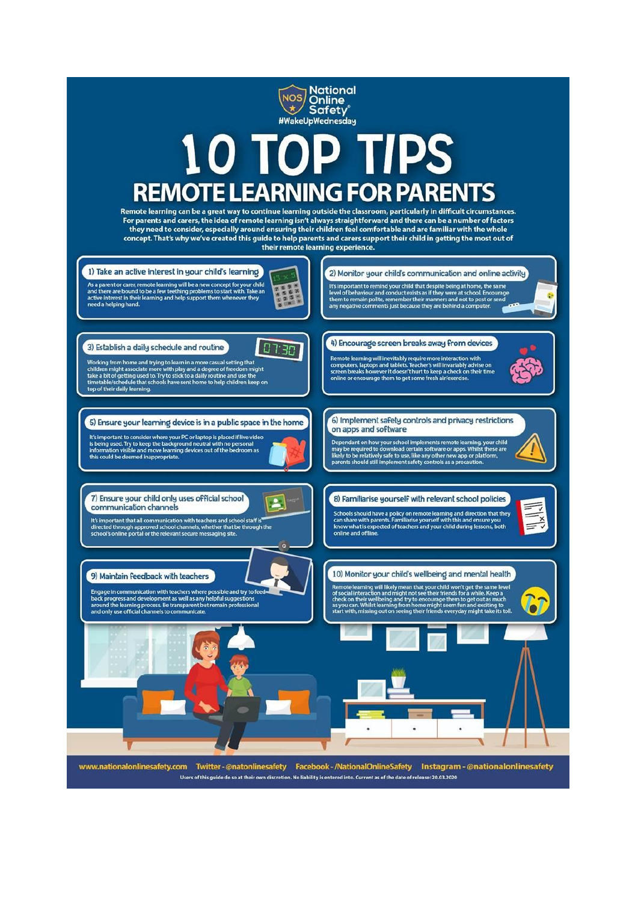National Online Safety

#WakeUpWednesday

# 10 TOP TIPS

## REMOTE LEARNING FOR PARENTS

Remote learning can be a great way to continue learning outside the classroom, particularly in difficult circumstances. For parents and carers, the idea of remote learning isn't always straightforward and there can be a number of factors they need to consider, especially around ensuring their children feel comfortable and are familiar with the whole concept. That's why we've created this guide to help parents and carers support their child in getting the most out of their remote learning experience.

### 1) Take an active interest in your child's learning

As a parent or carer, remote learning will be a new concept for your child and there are bound to be a few teething problems to start with. Take an active interest in their learning and help support them whenever they need a helping hand.

### 2) Monitor your child's communication and online activity

It's important to remind your child that despite being at home, the same level of behaviour and conduct exists as if they were at school. Encourage them to remain polite, remember their manners and not to post or send any negative comments just because they are behind a computer.

### 3) Establish a daily schedule and routine

Working from home and trying to learn in a more casual setting that children might associate more with play and a degree of freedom might take a bit of getting used to. Try to stick to a daily routine and use the timetable/schedule that schools have sent home to help children keep on top of their daily learning.

### 4) Encourage screen breaks away from devices

Remote learning will inevitably require more interaction with computers, laptops and tablets. Teacher's will invariably advise on screen breaks however it doesn't hurt to keep a check on their time online or encourage them to get some fresh air/exercise.

### 5) Ensure your learning device is in a public space in the home

It's important to consider where your PC or laptop is placed if live video is being used. Try to keep the background neutral with no personal information visible and move learning devices out of the bedroom as this could be deemed inappropriate.

### 6) Implement safety controls and privacy restrictions on apps and software

Dependant on how your school implements remote learning, your child may be required to download certain software or apps. Whilst these are likely to be relatively safe to use, like any other new app or platform, parents should still implement safety controls as a precaution.

### 7) Ensure your child only uses official school communication channels

It's important that all communication with teachers and school staff is directed through approved school channels, whether that be through the school's online portal or the relevant secure messaging site.

### 8) Familiarise yourself with relevant school policies

Schools should have a policy on remote learning and direction that they can share with parents. Familiarise yourself with this and ensure you know what is expected of teachers and your child during lessons, both online and offline.

### 9) Maintain feedback with teachers

Engage in communication with teachers where possible and try to feed back progress and development as well as any helpful suggestions around the learning process. Be transparent but remain professional and only use official channels to communicate.

### 10) Monitor your child's wellbeing and mental health

Remote learning will likely mean that your child won't get the same level of social interaction and might not see their friends for a while. Keep a check on their wellbeing and try to encourage them to get out as much as you can. Whilst learning from home might seem fun and exciting to start with, missing out on seeing their friends everyday might take its toll.

www.nationalonlinesafety.com Twitter - @natonlinesafety Facebook - /NationalOnlineSafety Instagram - @nationalonlinesafety

Users of this guide do so at their own discretion. No liability is entered into. Current as of the date of release: 20.03.2020